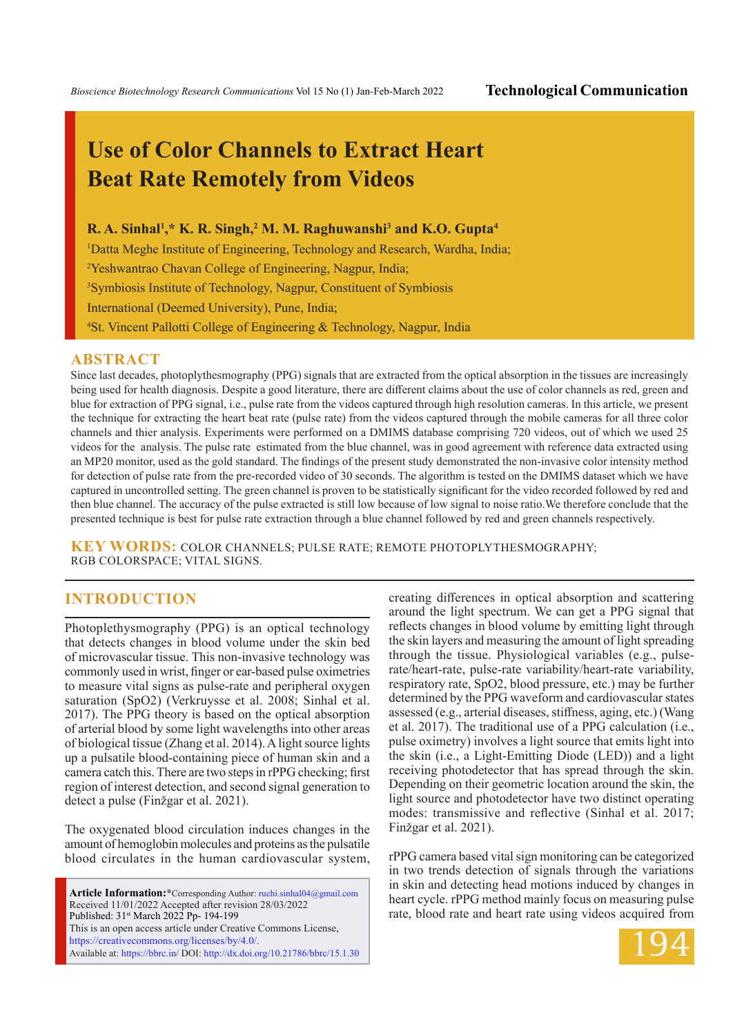Technological Communication

# Use of Color Channels to Extract Heart Beat Rate Remotely from Videos

**R. A. Sinhal[1],* K. R. Singh,[2] M. M. Raghuwanshi[3] and K.O. Gupta[4]**

[1]Datta Meghe Institute of Engineering, Technology and Research, Wardha, India;
[2]Yeshwantrao Chavan College of Engineering, Nagpur, India;
[3]Symbiosis Institute of Technology, Nagpur, Constituent of Symbiosis International (Deemed University), Pune, India;
[4]St. Vincent Pallotti College of Engineering & Technology, Nagpur, India

## ABSTRACT

Since last decades, photoplythesmography (PPG) signals that are extracted from the optical absorption in the tissues are increasingly being used for health diagnosis. Despite a good literature, there are different claims about the use of color channels as red, green and blue for extraction of PPG signal, i.e., pulse rate from the videos captured through high resolution cameras. In this article, we present the technique for extracting the heart beat rate (pulse rate) from the videos captured through the mobile cameras for all three color channels and thier analysis. Experiments were performed on a DMIMS database comprising 720 videos, out of which we used 25 videos for the analysis. The pulse rate estimated from the blue channel, was in good agreement with reference data extracted using an MP20 monitor, used as the gold standard. The findings of the present study demonstrated the non-invasive color intensity method for detection of pulse rate from the pre-recorded video of 30 seconds. The algorithm is tested on the DMIMS dataset which we have captured in uncontrolled setting. The green channel is proven to be statistically significant for the video recorded followed by red and then blue channel. The accuracy of the pulse extracted is still low because of low signal to noise ratio.We therefore conclude that the presented technique is best for pulse rate extraction through a blue channel followed by red and green channels respectively.

**KEY WORDS:** COLOR CHANNELS; PULSE RATE; REMOTE PHOTOPLYTHESMOGRAPHY; RGB COLORSPACE; VITAL SIGNS.

## INTRODUCTION

Photoplethysmography (PPG) is an optical technology that detects changes in blood volume under the skin bed of microvascular tissue. This non-invasive technology was commonly used in wrist, finger or ear-based pulse oximetries to measure vital signs as pulse-rate and peripheral oxygen saturation (SpO2) (Verkruysse et al. 2008; Sinhal et al. 2017). The PPG theory is based on the optical absorption of arterial blood by some light wavelengths into other areas of biological tissue (Zhang et al. 2014). A light source lights up a pulsatile blood-containing piece of human skin and a camera catch this. There are two steps in rPPG checking; first region of interest detection, and second signal generation to detect a pulse (Finžgar et al. 2021).

The oxygenated blood circulation induces changes in the amount of hemoglobin molecules and proteins as the pulsatile blood circulates in the human cardiovascular system, creating differences in optical absorption and scattering around the light spectrum. We can get a PPG signal that reflects changes in blood volume by emitting light through the skin layers and measuring the amount of light spreading through the tissue. Physiological variables (e.g., pulse-rate/heart-rate, pulse-rate variability/heart-rate variability, respiratory rate, SpO2, blood pressure, etc.) may be further determined by the PPG waveform and cardiovascular states assessed (e.g., arterial diseases, stiffness, aging, etc.) (Wang et al. 2017). The traditional use of a PPG calculation (i.e., pulse oximetry) involves a light source that emits light into the skin (i.e., a Light-Emitting Diode (LED)) and a light receiving photodetector that has spread through the skin. Depending on their geometric location around the skin, the light source and photodetector have two distinct operating modes: transmissive and reflective (Sinhal et al. 2017; Finžgar et al. 2021).

rPPG camera based vital sign monitoring can be categorized in two trends detection of signals through the variations in skin and detecting head motions induced by changes in heart cycle. rPPG method mainly focus on measuring pulse rate, blood rate and heart rate using videos acquired from

**Article Information:***Corresponding Author: ruchi.sinhal04@gmail.com
Received 11/01/2022 Accepted after revision 28/03/2022
Published: 31st March 2022 Pp- 194-199
This is an open access article under Creative Commons License, https://creativecommons.org/licenses/by/4.0/.
Available at: https://bbrc.in/ DOI: http://dx.doi.org/10.21786/bbrc/15.1.30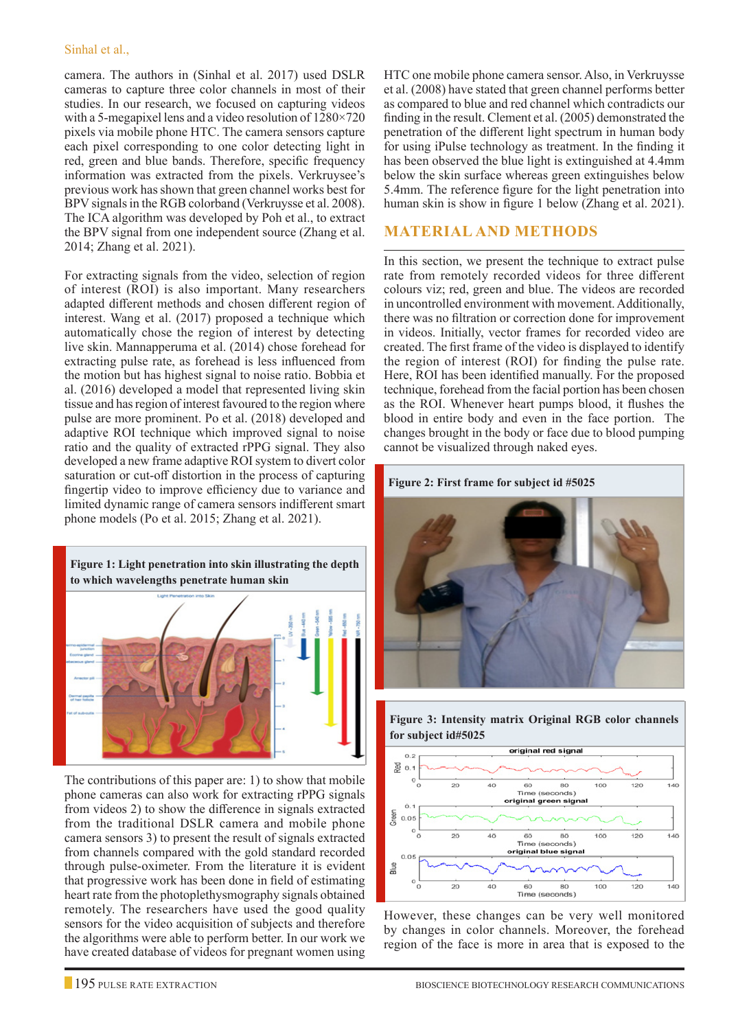camera. The authors in (Sinhal et al. 2017) used DSLR cameras to capture three color channels in most of their studies. In our research, we focused on capturing videos with a 5-megapixel lens and a video resolution of 1280×720 pixels via mobile phone HTC. The camera sensors capture each pixel corresponding to one color detecting light in red, green and blue bands. Therefore, specific frequency information was extracted from the pixels. Verkruysee's previous work has shown that green channel works best for BPV signals in the RGB colorband (Verkruysse et al. 2008). The ICA algorithm was developed by Poh et al., to extract the BPV signal from one independent source (Zhang et al. 2014; Zhang et al. 2021).

For extracting signals from the video, selection of region of interest (ROI) is also important. Many researchers adapted different methods and chosen different region of interest. Wang et al. (2017) proposed a technique which automatically chose the region of interest by detecting live skin. Mannapperuma et al. (2014) chose forehead for extracting pulse rate, as forehead is less influenced from the motion but has highest signal to noise ratio. Bobbia et al. (2016) developed a model that represented living skin tissue and has region of interest favoured to the region where pulse are more prominent. Po et al. (2018) developed and adaptive ROI technique which improved signal to noise ratio and the quality of extracted rPPG signal. They also developed a new frame adaptive ROI system to divert color saturation or cut-off distortion in the process of capturing fingertip video to improve efficiency due to variance and limited dynamic range of camera sensors indifferent smart phone models (Po et al. 2015; Zhang et al. 2021).

**Figure 1: Light penetration into skin illustrating the depth to which wavelengths penetrate human skin**

The contributions of this paper are: 1) to show that mobile phone cameras can also work for extracting rPPG signals from videos 2) to show the difference in signals extracted from the traditional DSLR camera and mobile phone camera sensors 3) to present the result of signals extracted from channels compared with the gold standard recorded through pulse-oximeter. From the literature it is evident that progressive work has been done in field of estimating heart rate from the photoplethysmography signals obtained remotely. The researchers have used the good quality sensors for the video acquisition of subjects and therefore the algorithms were able to perform better. In our work we have created database of videos for pregnant women using HTC one mobile phone camera sensor. Also, in Verkruysse et al. (2008) have stated that green channel performs better as compared to blue and red channel which contradicts our finding in the result. Clement et al. (2005) demonstrated the penetration of the different light spectrum in human body for using iPulse technology as treatment. In the finding it has been observed the blue light is extinguished at 4.4mm below the skin surface whereas green extinguishes below 5.4mm. The reference figure for the light penetration into human skin is show in figure 1 below (Zhang et al. 2021).

## MATERIAL AND METHODS

In this section, we present the technique to extract pulse rate from remotely recorded videos for three different colours viz; red, green and blue. The videos are recorded in uncontrolled environment with movement. Additionally, there was no filtration or correction done for improvement in videos. Initially, vector frames for recorded video are created. The first frame of the video is displayed to identify the region of interest (ROI) for finding the pulse rate. Here, ROI has been identified manually. For the proposed technique, forehead from the facial portion has been chosen as the ROI. Whenever heart pumps blood, it flushes the blood in entire body and even in the face portion. The changes brought in the body or face due to blood pumping cannot be visualized through naked eyes.

**Figure 2: First frame for subject id #5025**

**Figure 3: Intensity matrix Original RGB color channels for subject id#5025**

However, these changes can be very well monitored by changes in color channels. Moreover, the forehead region of the face is more in area that is exposed to the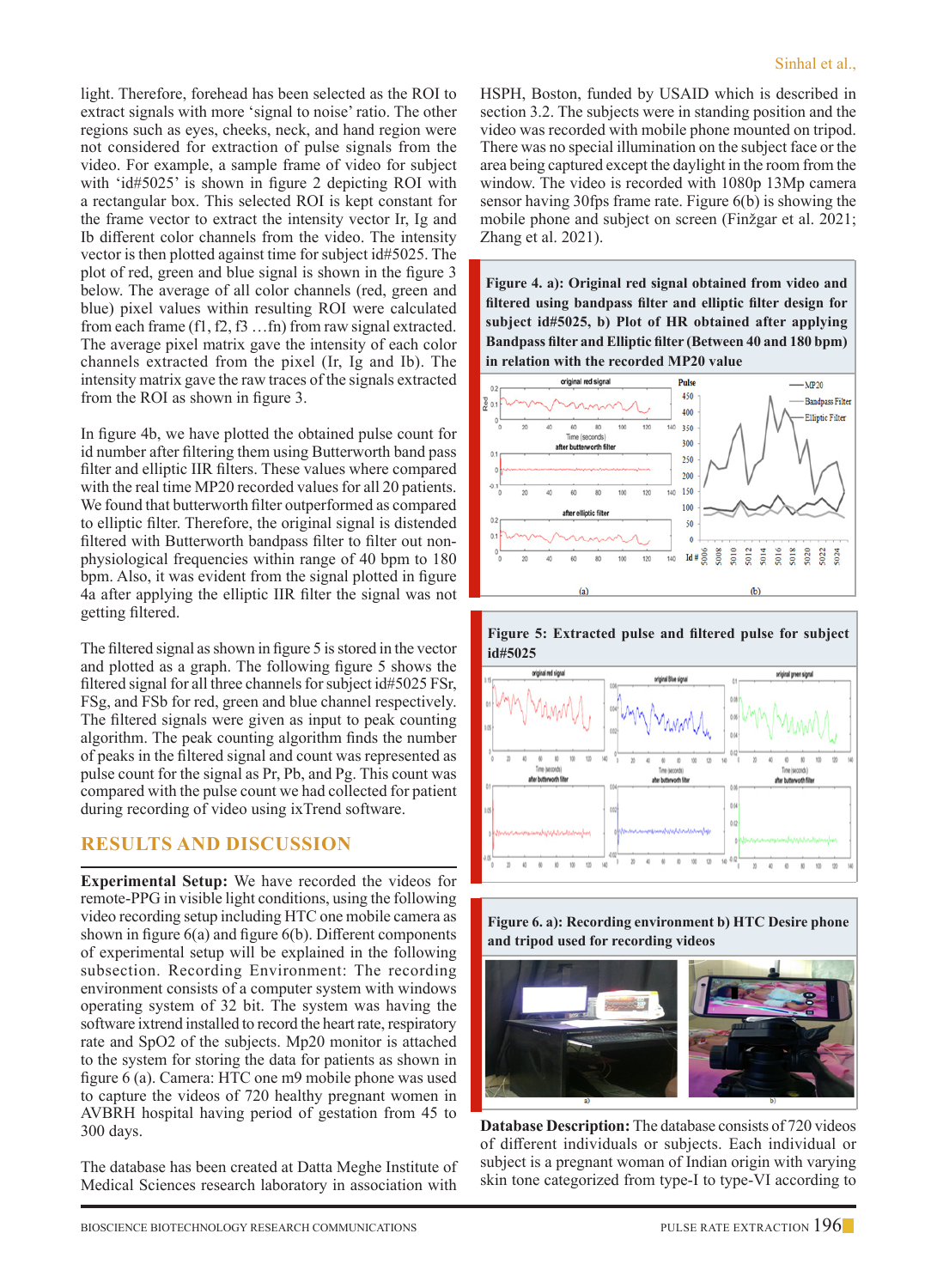light. Therefore, forehead has been selected as the ROI to extract signals with more 'signal to noise' ratio. The other regions such as eyes, cheeks, neck, and hand region were not considered for extraction of pulse signals from the video. For example, a sample frame of video for subject with 'id#5025' is shown in figure 2 depicting ROI with a rectangular box. This selected ROI is kept constant for the frame vector to extract the intensity vector Ir, Ig and Ib different color channels from the video. The intensity vector is then plotted against time for subject id#5025. The plot of red, green and blue signal is shown in the figure 3 below. The average of all color channels (red, green and blue) pixel values within resulting ROI were calculated from each frame (f1, f2, f3 …fn) from raw signal extracted. The average pixel matrix gave the intensity of each color channels extracted from the pixel (Ir, Ig and Ib). The intensity matrix gave the raw traces of the signals extracted from the ROI as shown in figure 3.

In figure 4b, we have plotted the obtained pulse count for id number after filtering them using Butterworth band pass filter and elliptic IIR filters. These values where compared with the real time MP20 recorded values for all 20 patients. We found that butterworth filter outperformed as compared to elliptic filter. Therefore, the original signal is distended filtered with Butterworth bandpass filter to filter out non-physiological frequencies within range of 40 bpm to 180 bpm. Also, it was evident from the signal plotted in figure 4a after applying the elliptic IIR filter the signal was not getting filtered.

The filtered signal as shown in figure 5 is stored in the vector and plotted as a graph. The following figure 5 shows the filtered signal for all three channels for subject id#5025 FSr, FSg, and FSb for red, green and blue channel respectively. The filtered signals were given as input to peak counting algorithm. The peak counting algorithm finds the number of peaks in the filtered signal and count was represented as pulse count for the signal as Pr, Pb, and Pg. This count was compared with the pulse count we had collected for patient during recording of video using ixTrend software.

## RESULTS AND DISCUSSION

**Experimental Setup:** We have recorded the videos for remote-PPG in visible light conditions, using the following video recording setup including HTC one mobile camera as shown in figure 6(a) and figure 6(b). Different components of experimental setup will be explained in the following subsection. Recording Environment: The recording environment consists of a computer system with windows operating system of 32 bit. The system was having the software ixtrend installed to record the heart rate, respiratory rate and SpO2 of the subjects. Mp20 monitor is attached to the system for storing the data for patients as shown in figure 6 (a). Camera: HTC one m9 mobile phone was used to capture the videos of 720 healthy pregnant women in AVBRH hospital having period of gestation from 45 to 300 days.

The database has been created at Datta Meghe Institute of Medical Sciences research laboratory in association with HSPH, Boston, funded by USAID which is described in section 3.2. The subjects were in standing position and the video was recorded with mobile phone mounted on tripod. There was no special illumination on the subject face or the area being captured except the daylight in the room from the window. The video is recorded with 1080p 13Mp camera sensor having 30fps frame rate. Figure 6(b) is showing the mobile phone and subject on screen (Finžgar et al. 2021; Zhang et al. 2021).

**Figure 4. a): Original red signal obtained from video and filtered using bandpass filter and elliptic filter design for subject id#5025, b) Plot of HR obtained after applying Bandpass filter and Elliptic filter (Between 40 and 180 bpm) in relation with the recorded MP20 value**

**Figure 5: Extracted pulse and filtered pulse for subject id#5025**

**Figure 6. a): Recording environment b) HTC Desire phone and tripod used for recording videos**

**Database Description:** The database consists of 720 videos of different individuals or subjects. Each individual or subject is a pregnant woman of Indian origin with varying skin tone categorized from type-I to type-VI according to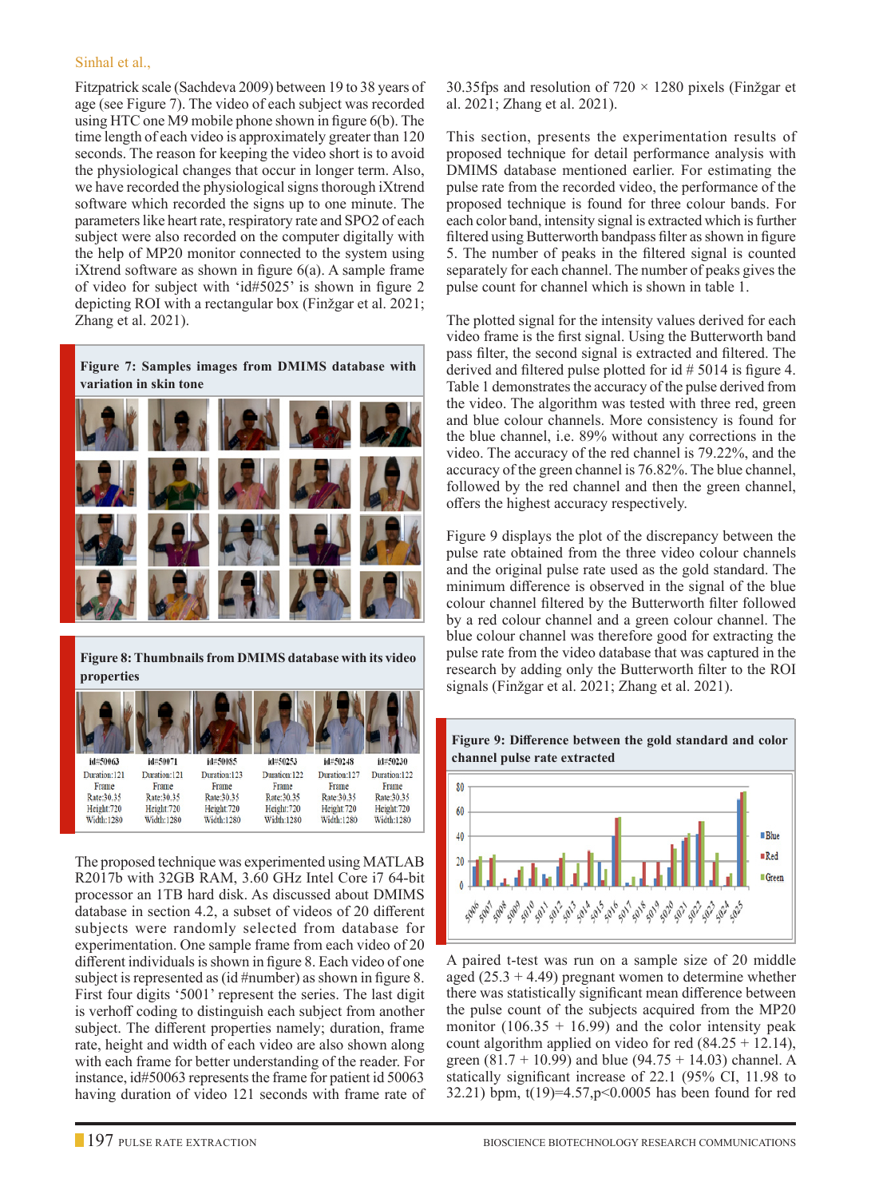Fitzpatrick scale (Sachdeva 2009) between 19 to 38 years of age (see Figure 7). The video of each subject was recorded using HTC one M9 mobile phone shown in figure 6(b). The time length of each video is approximately greater than 120 seconds. The reason for keeping the video short is to avoid the physiological changes that occur in longer term. Also, we have recorded the physiological signs thorough iXtrend software which recorded the signs up to one minute. The parameters like heart rate, respiratory rate and SPO2 of each subject were also recorded on the computer digitally with the help of MP20 monitor connected to the system using iXtrend software as shown in figure 6(a). A sample frame of video for subject with 'id#5025' is shown in figure 2 depicting ROI with a rectangular box (Finžgar et al. 2021; Zhang et al. 2021).

**Figure 7: Samples images from DMIMS database with variation in skin tone**

**Figure 8: Thumbnails from DMIMS database with its video properties**

| id#50063 | id#50071 | id#50085 | id#50253 | id#50248 | id#50230 |
|---|---|---|---|---|---|
| Duration:121 | Duration:121 | Duration:123 | Duration:122 | Duration:127 | Duration:122 |
| Frame Rate:30.35 | Frame Rate:30.35 | Frame Rate:30.35 | Frame Rate:30.35 | Frame Rate:30.35 | Frame Rate:30.35 |
| Height:720 | Height:720 | Height:720 | Height:720 | Height:720 | Height:720 |
| Width:1280 | Width:1280 | Width:1280 | Width:1280 | Width:1280 | Width:1280 |

The proposed technique was experimented using MATLAB R2017b with 32GB RAM, 3.60 GHz Intel Core i7 64-bit processor an 1TB hard disk. As discussed about DMIMS database in section 4.2, a subset of videos of 20 different subjects were randomly selected from database for experimentation. One sample frame from each video of 20 different individuals is shown in figure 8. Each video of one subject is represented as (id #number) as shown in figure 8. First four digits '5001' represent the series. The last digit is verhoff coding to distinguish each subject from another subject. The different properties namely; duration, frame rate, height and width of each video are also shown along with each frame for better understanding of the reader. For instance, id#50063 represents the frame for patient id 50063 having duration of video 121 seconds with frame rate of 30.35fps and resolution of 720 × 1280 pixels (Finžgar et al. 2021; Zhang et al. 2021).

This section, presents the experimentation results of proposed technique for detail performance analysis with DMIMS database mentioned earlier. For estimating the pulse rate from the recorded video, the performance of the proposed technique is found for three colour bands. For each color band, intensity signal is extracted which is further filtered using Butterworth bandpass filter as shown in figure 5. The number of peaks in the filtered signal is counted separately for each channel. The number of peaks gives the pulse count for channel which is shown in table 1.

The plotted signal for the intensity values derived for each video frame is the first signal. Using the Butterworth band pass filter, the second signal is extracted and filtered. The derived and filtered pulse plotted for id # 5014 is figure 4. Table 1 demonstrates the accuracy of the pulse derived from the video. The algorithm was tested with three red, green and blue colour channels. More consistency is found for the blue channel, i.e. 89% without any corrections in the video. The accuracy of the red channel is 79.22%, and the accuracy of the green channel is 76.82%. The blue channel, followed by the red channel and then the green channel, offers the highest accuracy respectively.

Figure 9 displays the plot of the discrepancy between the pulse rate obtained from the three video colour channels and the original pulse rate used as the gold standard. The minimum difference is observed in the signal of the blue colour channel filtered by the Butterworth filter followed by a red colour channel and a green colour channel. The blue colour channel was therefore good for extracting the pulse rate from the video database that was captured in the research by adding only the Butterworth filter to the ROI signals (Finžgar et al. 2021; Zhang et al. 2021).

**Figure 9: Difference between the gold standard and color channel pulse rate extracted**

A paired t-test was run on a sample size of 20 middle aged (25.3 + 4.49) pregnant women to determine whether there was statistically significant mean difference between the pulse count of the subjects acquired from the MP20 monitor (106.35 + 16.99) and the color intensity peak count algorithm applied on video for red (84.25 + 12.14), green (81.7 + 10.99) and blue (94.75 + 14.03) channel. A statically significant increase of 22.1 (95% CI, 11.98 to 32.21) bpm, $t(19)=4.57, p<0.0005$ has been found for red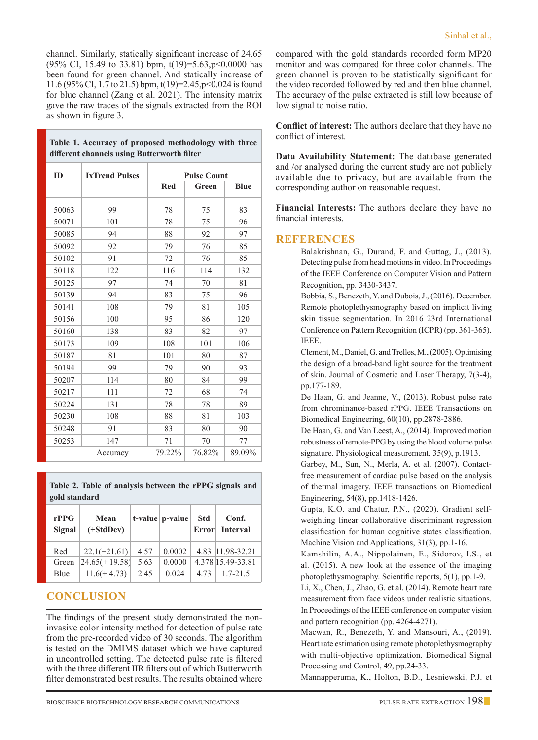channel. Similarly, statically significant increase of 24.65 (95% CI, 15.49 to 33.81) bpm, t(19)=5.63,p<0.0000 has been found for green channel. And statically increase of 11.6 (95% CI, 1.7 to 21.5) bpm, t(19)=2.45,p<0.024 is found for blue channel (Zang et al. 2021). The intensity matrix gave the raw traces of the signals extracted from the ROI as shown in figure 3.

**Table 1. Accuracy of proposed methodology with three different channels using Butterworth filter**

| ID | IxTrend Pulses | Pulse Count | | |
|---|---|---|---|---|
| | | Red | Green | Blue |
| 50063 | 99 | 78 | 75 | 83 |
| 50071 | 101 | 78 | 75 | 96 |
| 50085 | 94 | 88 | 92 | 97 |
| 50092 | 92 | 79 | 76 | 85 |
| 50102 | 91 | 72 | 76 | 85 |
| 50118 | 122 | 116 | 114 | 132 |
| 50125 | 97 | 74 | 70 | 81 |
| 50139 | 94 | 83 | 75 | 96 |
| 50141 | 108 | 79 | 81 | 105 |
| 50156 | 100 | 95 | 86 | 120 |
| 50160 | 138 | 83 | 82 | 97 |
| 50173 | 109 | 108 | 101 | 106 |
| 50187 | 81 | 101 | 80 | 87 |
| 50194 | 99 | 79 | 90 | 93 |
| 50207 | 114 | 80 | 84 | 99 |
| 50217 | 111 | 72 | 68 | 74 |
| 50224 | 131 | 78 | 78 | 89 |
| 50230 | 108 | 88 | 81 | 103 |
| 50248 | 91 | 83 | 80 | 90 |
| 50253 | 147 | 71 | 70 | 77 |
| | Accuracy | 79.22% | 76.82% | 89.09% |

**Table 2. Table of analysis between the rPPG signals and gold standard**

| rPPG Signal | Mean (+StdDev) | t-value | p-value | Std Error | Conf. Interval |
|---|---|---|---|---|---|
| Red | 22.1(+21.61) | 4.57 | 0.0002 | 4.83 | 11.98-32.21 |
| Green | 24.65(+ 19.58) | 5.63 | 0.0000 | 4.378 | 15.49-33.81 |
| Blue | 11.6(+ 4.73) | 2.45 | 0.024 | 4.73 | 1.7-21.5 |

## CONCLUSION

The findings of the present study demonstrated the non-invasive color intensity method for detection of pulse rate from the pre-recorded video of 30 seconds. The algorithm is tested on the DMIMS dataset which we have captured in uncontrolled setting. The detected pulse rate is filtered with the three different IIR filters out of which Butterworth filter demonstrated best results. The results obtained where compared with the gold standards recorded form MP20 monitor and was compared for three color channels. The green channel is proven to be statistically significant for the video recorded followed by red and then blue channel. The accuracy of the pulse extracted is still low because of low signal to noise ratio.

**Conflict of interest:** The authors declare that they have no conflict of interest.

**Data Availability Statement:** The database generated and /or analysed during the current study are not publicly available due to privacy, but are available from the corresponding author on reasonable request.

**Financial Interests:** The authors declare they have no financial interests.

## REFERENCES

Balakrishnan, G., Durand, F. and Guttag, J., (2013). Detecting pulse from head motions in video. In Proceedings of the IEEE Conference on Computer Vision and Pattern Recognition, pp. 3430-3437.

Bobbia, S., Benezeth, Y. and Dubois, J., (2016). December. Remote photoplethysmography based on implicit living skin tissue segmentation. In 2016 23rd International Conference on Pattern Recognition (ICPR) (pp. 361-365). IEEE.

Clement, M., Daniel, G. and Trelles, M., (2005). Optimising the design of a broad-band light source for the treatment of skin. Journal of Cosmetic and Laser Therapy, 7(3-4), pp.177-189.

De Haan, G. and Jeanne, V., (2013). Robust pulse rate from chrominance-based rPPG. IEEE Transactions on Biomedical Engineering, 60(10), pp.2878-2886.

De Haan, G. and Van Leest, A., (2014). Improved motion robustness of remote-PPG by using the blood volume pulse signature. Physiological measurement, 35(9), p.1913.

Garbey, M., Sun, N., Merla, A. et al. (2007). Contact-free measurement of cardiac pulse based on the analysis of thermal imagery. IEEE transactions on Biomedical Engineering, 54(8), pp.1418-1426.

Gupta, K.O. and Chatur, P.N., (2020). Gradient self-weighting linear collaborative discriminant regression classification for human cognitive states classification. Machine Vision and Applications, 31(3), pp.1-16.

Kamshilin, A.A., Nippolainen, E., Sidorov, I.S., et al. (2015). A new look at the essence of the imaging photoplethysmography. Scientific reports, 5(1), pp.1-9.

Li, X., Chen, J., Zhao, G. et al. (2014). Remote heart rate measurement from face videos under realistic situations. In Proceedings of the IEEE conference on computer vision and pattern recognition (pp. 4264-4271).

Macwan, R., Benezeth, Y. and Mansouri, A., (2019). Heart rate estimation using remote photoplethysmography with multi-objective optimization. Biomedical Signal Processing and Control, 49, pp.24-33.

Mannapperuma, K., Holton, B.D., Lesniewski, P.J. et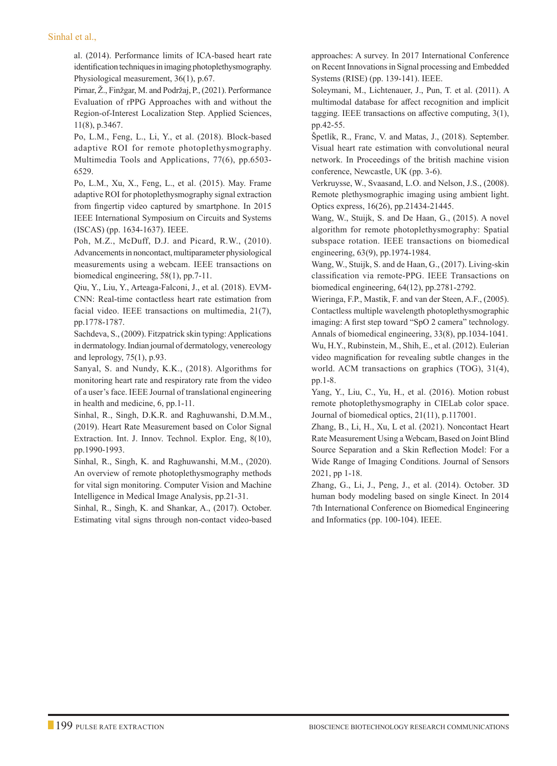al. (2014). Performance limits of ICA-based heart rate identification techniques in imaging photoplethysmography. Physiological measurement, 36(1), p.67.

Pirnar, Ž., Finžgar, M. and Podržaj, P., (2021). Performance Evaluation of rPPG Approaches with and without the Region-of-Interest Localization Step. Applied Sciences, 11(8), p.3467.

Po, L.M., Feng, L., Li, Y., et al. (2018). Block-based adaptive ROI for remote photoplethysmography. Multimedia Tools and Applications, 77(6), pp.6503-6529.

Po, L.M., Xu, X., Feng, L., et al. (2015). May. Frame adaptive ROI for photoplethysmography signal extraction from fingertip video captured by smartphone. In 2015 IEEE International Symposium on Circuits and Systems (ISCAS) (pp. 1634-1637). IEEE.

Poh, M.Z., McDuff, D.J. and Picard, R.W., (2010). Advancements in noncontact, multiparameter physiological measurements using a webcam. IEEE transactions on biomedical engineering, 58(1), pp.7-11.

Qiu, Y., Liu, Y., Arteaga-Falconi, J., et al. (2018). EVM-CNN: Real-time contactless heart rate estimation from facial video. IEEE transactions on multimedia, 21(7), pp.1778-1787.

Sachdeva, S., (2009). Fitzpatrick skin typing: Applications in dermatology. Indian journal of dermatology, venereology and leprology, 75(1), p.93.

Sanyal, S. and Nundy, K.K., (2018). Algorithms for monitoring heart rate and respiratory rate from the video of a user's face. IEEE Journal of translational engineering in health and medicine, 6, pp.1-11.

Sinhal, R., Singh, D.K.R. and Raghuwanshi, D.M.M., (2019). Heart Rate Measurement based on Color Signal Extraction. Int. J. Innov. Technol. Explor. Eng, 8(10), pp.1990-1993.

Sinhal, R., Singh, K. and Raghuwanshi, M.M., (2020). An overview of remote photoplethysmography methods for vital sign monitoring. Computer Vision and Machine Intelligence in Medical Image Analysis, pp.21-31.

Sinhal, R., Singh, K. and Shankar, A., (2017). October. Estimating vital signs through non-contact video-based approaches: A survey. In 2017 International Conference on Recent Innovations in Signal processing and Embedded Systems (RISE) (pp. 139-141). IEEE.

Soleymani, M., Lichtenauer, J., Pun, T. et al. (2011). A multimodal database for affect recognition and implicit tagging. IEEE transactions on affective computing, 3(1), pp.42-55.

Špetlík, R., Franc, V. and Matas, J., (2018). September. Visual heart rate estimation with convolutional neural network. In Proceedings of the british machine vision conference, Newcastle, UK (pp. 3-6).

Verkruysse, W., Svaasand, L.O. and Nelson, J.S., (2008). Remote plethysmographic imaging using ambient light. Optics express, 16(26), pp.21434-21445.

Wang, W., Stuijk, S. and De Haan, G., (2015). A novel algorithm for remote photoplethysmography: Spatial subspace rotation. IEEE transactions on biomedical engineering, 63(9), pp.1974-1984.

Wang, W., Stuijk, S. and de Haan, G., (2017). Living-skin classification via remote-PPG. IEEE Transactions on biomedical engineering, 64(12), pp.2781-2792.

Wieringa, F.P., Mastik, F. and van der Steen, A.F., (2005). Contactless multiple wavelength photoplethysmographic imaging: A first step toward "SpO 2 camera" technology. Annals of biomedical engineering, 33(8), pp.1034-1041.

Wu, H.Y., Rubinstein, M., Shih, E., et al. (2012). Eulerian video magnification for revealing subtle changes in the world. ACM transactions on graphics (TOG), 31(4), pp.1-8.

Yang, Y., Liu, C., Yu, H., et al. (2016). Motion robust remote photoplethysmography in CIELab color space. Journal of biomedical optics, 21(11), p.117001.

Zhang, B., Li, H., Xu, L et al. (2021). Noncontact Heart Rate Measurement Using a Webcam, Based on Joint Blind Source Separation and a Skin Reflection Model: For a Wide Range of Imaging Conditions. Journal of Sensors 2021, pp 1-18.

Zhang, G., Li, J., Peng, J., et al. (2014). October. 3D human body modeling based on single Kinect. In 2014 7th International Conference on Biomedical Engineering and Informatics (pp. 100-104). IEEE.